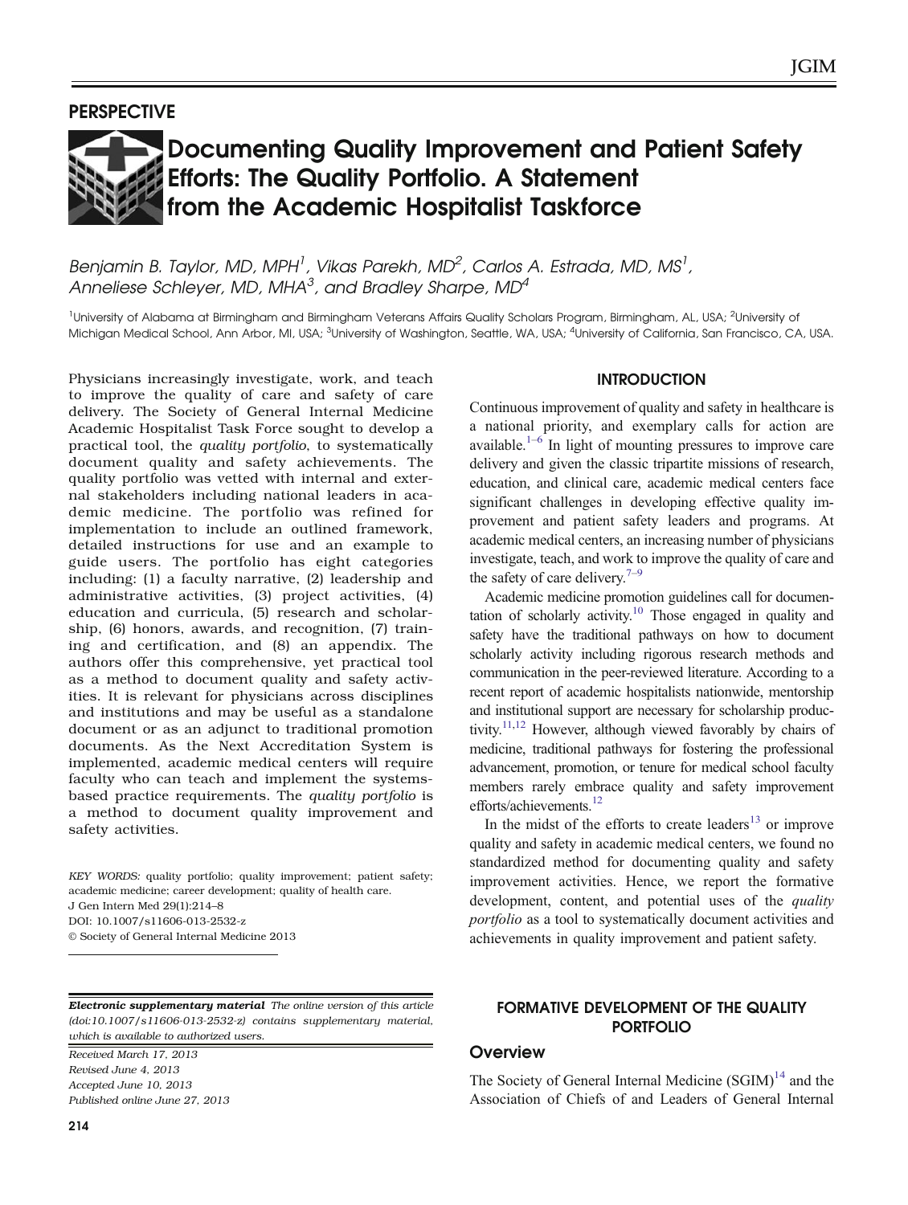PERSPECTIVE

# Documenting Quality Improvement and Patient Safety Efforts: The Quality Portfolio. A Statement from the Academic Hospitalist Taskforce

*Benjamin B. Taylor, MD, MPH[1], Vikas Parekh, MD[2], Carlos A. Estrada, MD, MS[1], Anneliese Schleyer, MD, MHA[3], and Bradley Sharpe, MD[4]*

[1]University of Alabama at Birmingham and Birmingham Veterans Affairs Quality Scholars Program, Birmingham, AL, USA; [2]University of Michigan Medical School, Ann Arbor, MI, USA; [3]University of Washington, Seattle, WA, USA; [4]University of California, San Francisco, CA, USA.

Physicians increasingly investigate, work, and teach to improve the quality of care and safety of care delivery. The Society of General Internal Medicine Academic Hospitalist Task Force sought to develop a practical tool, the *quality portfolio*, to systematically document quality and safety achievements. The quality portfolio was vetted with internal and external stakeholders including national leaders in academic medicine. The portfolio was refined for implementation to include an outlined framework, detailed instructions for use and an example to guide users. The portfolio has eight categories including: (1) a faculty narrative, (2) leadership and administrative activities, (3) project activities, (4) education and curricula, (5) research and scholarship, (6) honors, awards, and recognition, (7) training and certification, and (8) an appendix. The authors offer this comprehensive, yet practical tool as a method to document quality and safety activities. It is relevant for physicians across disciplines and institutions and may be useful as a standalone document or as an adjunct to traditional promotion documents. As the Next Accreditation System is implemented, academic medical centers will require faculty who can teach and implement the systems-based practice requirements. The *quality portfolio* is a method to document quality improvement and safety activities.

*KEY WORDS:* quality portfolio; quality improvement; patient safety; academic medicine; career development; quality of health care.

J Gen Intern Med 29(1):214–8

DOI: 10.1007/s11606-013-2532-z

© Society of General Internal Medicine 2013

***Electronic supplementary material*** *The online version of this article (doi:10.1007/s11606-013-2532-z) contains supplementary material, which is available to authorized users.*

*Received March 17, 2013*
*Revised June 4, 2013*
*Accepted June 10, 2013*
*Published online June 27, 2013*

## INTRODUCTION

Continuous improvement of quality and safety in healthcare is a national priority, and exemplary calls for action are available.[1–6] In light of mounting pressures to improve care delivery and given the classic tripartite missions of research, education, and clinical care, academic medical centers face significant challenges in developing effective quality improvement and patient safety leaders and programs. At academic medical centers, an increasing number of physicians investigate, teach, and work to improve the quality of care and the safety of care delivery.[7–9]

Academic medicine promotion guidelines call for documentation of scholarly activity.[10] Those engaged in quality and safety have the traditional pathways on how to document scholarly activity including rigorous research methods and communication in the peer-reviewed literature. According to a recent report of academic hospitalists nationwide, mentorship and institutional support are necessary for scholarship productivity.[11,12] However, although viewed favorably by chairs of medicine, traditional pathways for fostering the professional advancement, promotion, or tenure for medical school faculty members rarely embrace quality and safety improvement efforts/achievements.[12]

In the midst of the efforts to create leaders[13] or improve quality and safety in academic medical centers, we found no standardized method for documenting quality and safety improvement activities. Hence, we report the formative development, content, and potential uses of the *quality portfolio* as a tool to systematically document activities and achievements in quality improvement and patient safety.

## FORMATIVE DEVELOPMENT OF THE QUALITY PORTFOLIO

### Overview

The Society of General Internal Medicine (SGIM)[14] and the Association of Chiefs of and Leaders of General Internal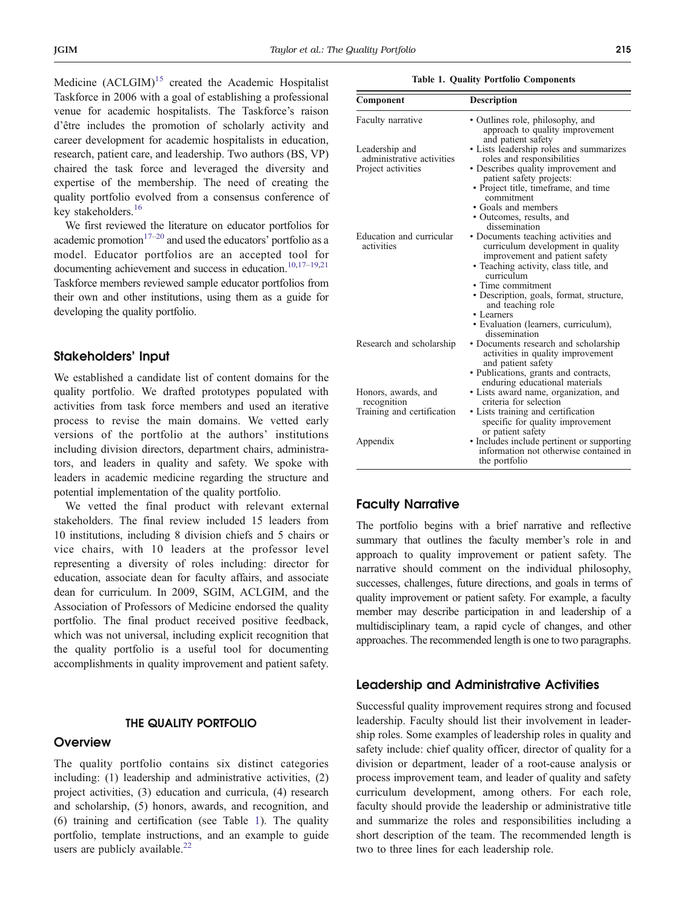Medicine (ACLGIM)[15] created the Academic Hospitalist Taskforce in 2006 with a goal of establishing a professional venue for academic hospitalists. The Taskforce's raison d'être includes the promotion of scholarly activity and career development for academic hospitalists in education, research, patient care, and leadership. Two authors (BS, VP) chaired the task force and leveraged the diversity and expertise of the membership. The need of creating the quality portfolio evolved from a consensus conference of key stakeholders.[16]

We first reviewed the literature on educator portfolios for academic promotion[17–20] and used the educators' portfolio as a model. Educator portfolios are an accepted tool for documenting achievement and success in education.[10,17–19,21] Taskforce members reviewed sample educator portfolios from their own and other institutions, using them as a guide for developing the quality portfolio.

## Stakeholders' Input

We established a candidate list of content domains for the quality portfolio. We drafted prototypes populated with activities from task force members and used an iterative process to revise the main domains. We vetted early versions of the portfolio at the authors' institutions including division directors, department chairs, administrators, and leaders in quality and safety. We spoke with leaders in academic medicine regarding the structure and potential implementation of the quality portfolio.

We vetted the final product with relevant external stakeholders. The final review included 15 leaders from 10 institutions, including 8 division chiefs and 5 chairs or vice chairs, with 10 leaders at the professor level representing a diversity of roles including: director for education, associate dean for faculty affairs, and associate dean for curriculum. In 2009, SGIM, ACLGIM, and the Association of Professors of Medicine endorsed the quality portfolio. The final product received positive feedback, which was not universal, including explicit recognition that the quality portfolio is a useful tool for documenting accomplishments in quality improvement and patient safety.

# THE QUALITY PORTFOLIO

## Overview

The quality portfolio contains six distinct categories including: (1) leadership and administrative activities, (2) project activities, (3) education and curricula, (4) research and scholarship, (5) honors, awards, and recognition, and (6) training and certification (see Table 1). The quality portfolio, template instructions, and an example to guide users are publicly available.[22]

**Table 1. Quality Portfolio Components**

| Component | Description |
|---|---|
| Faculty narrative | • Outlines role, philosophy, and approach to quality improvement and patient safety |
| Leadership and administrative activities | • Lists leadership roles and summarizes roles and responsibilities |
| Project activities | • Describes quality improvement and patient safety projects:<br>• Project title, timeframe, and time commitment<br>• Goals and members<br>• Outcomes, results, and dissemination |
| Education and curricular activities | • Documents teaching activities and curriculum development in quality improvement and patient safety<br>• Teaching activity, class title, and curriculum<br>• Time commitment<br>• Description, goals, format, structure, and teaching role<br>• Learners<br>• Evaluation (learners, curriculum), dissemination |
| Research and scholarship | • Documents research and scholarship activities in quality improvement and patient safety<br>• Publications, grants and contracts, enduring educational materials |
| Honors, awards, and recognition | • Lists award name, organization, and criteria for selection |
| Training and certification | • Lists training and certification specific for quality improvement or patient safety |
| Appendix | • Includes include pertinent or supporting information not otherwise contained in the portfolio |

## Faculty Narrative

The portfolio begins with a brief narrative and reflective summary that outlines the faculty member's role in and approach to quality improvement or patient safety. The narrative should comment on the individual philosophy, successes, challenges, future directions, and goals in terms of quality improvement or patient safety. For example, a faculty member may describe participation in and leadership of a multidisciplinary team, a rapid cycle of changes, and other approaches. The recommended length is one to two paragraphs.

## Leadership and Administrative Activities

Successful quality improvement requires strong and focused leadership. Faculty should list their involvement in leadership roles. Some examples of leadership roles in quality and safety include: chief quality officer, director of quality for a division or department, leader of a root-cause analysis or process improvement team, and leader of quality and safety curriculum development, among others. For each role, faculty should provide the leadership or administrative title and summarize the roles and responsibilities including a short description of the team. The recommended length is two to three lines for each leadership role.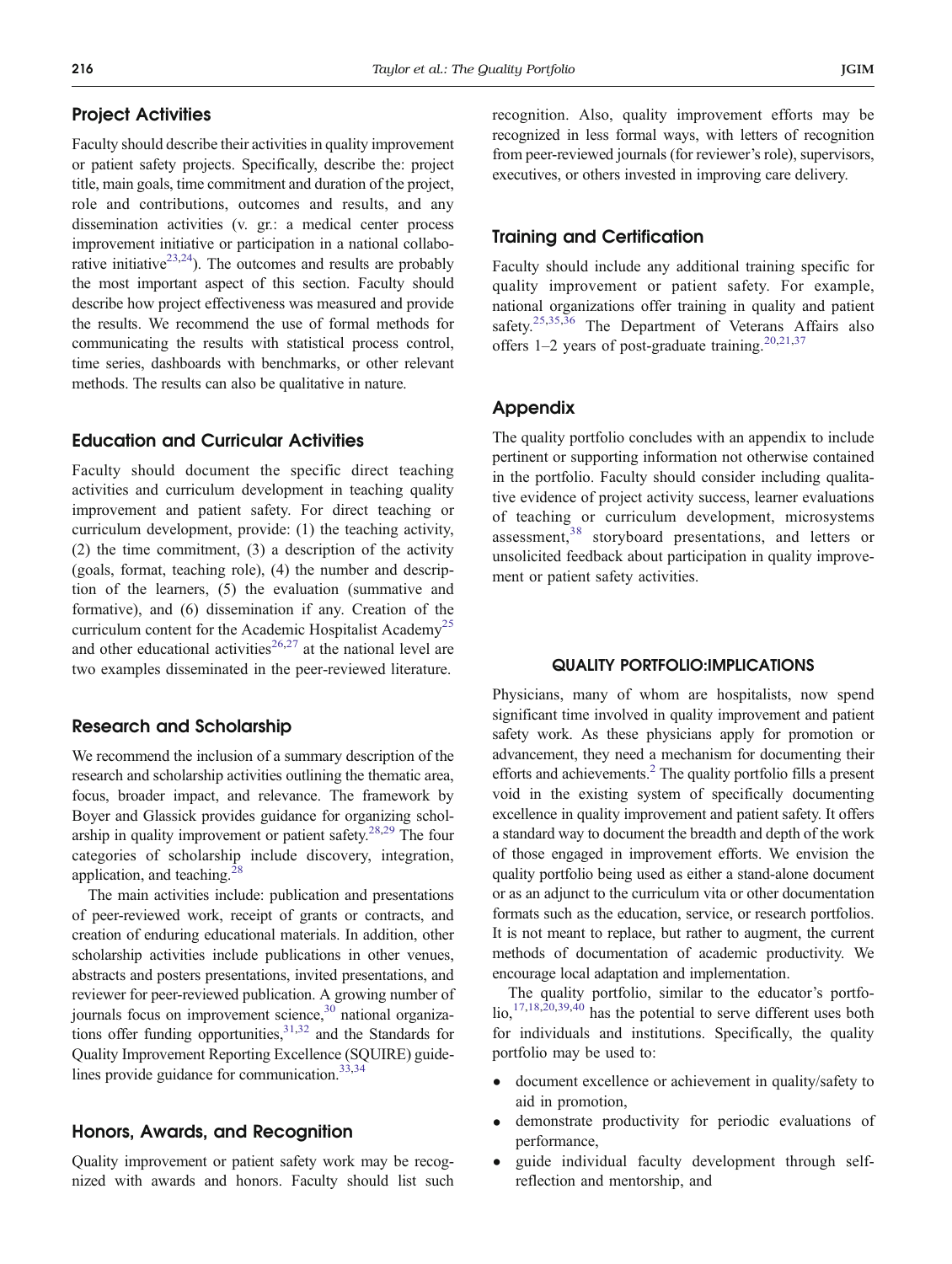## Project Activities

Faculty should describe their activities in quality improvement or patient safety projects. Specifically, describe the: project title, main goals, time commitment and duration of the project, role and contributions, outcomes and results, and any dissemination activities (v. gr.: a medical center process improvement initiative or participation in a national collaborative initiative[23,24]). The outcomes and results are probably the most important aspect of this section. Faculty should describe how project effectiveness was measured and provide the results. We recommend the use of formal methods for communicating the results with statistical process control, time series, dashboards with benchmarks, or other relevant methods. The results can also be qualitative in nature.

## Education and Curricular Activities

Faculty should document the specific direct teaching activities and curriculum development in teaching quality improvement and patient safety. For direct teaching or curriculum development, provide: (1) the teaching activity, (2) the time commitment, (3) a description of the activity (goals, format, teaching role), (4) the number and description of the learners, (5) the evaluation (summative and formative), and (6) dissemination if any. Creation of the curriculum content for the Academic Hospitalist Academy[25] and other educational activities[26,27] at the national level are two examples disseminated in the peer-reviewed literature.

## Research and Scholarship

We recommend the inclusion of a summary description of the research and scholarship activities outlining the thematic area, focus, broader impact, and relevance. The framework by Boyer and Glassick provides guidance for organizing scholarship in quality improvement or patient safety.[28,29] The four categories of scholarship include discovery, integration, application, and teaching.[28]

The main activities include: publication and presentations of peer-reviewed work, receipt of grants or contracts, and creation of enduring educational materials. In addition, other scholarship activities include publications in other venues, abstracts and posters presentations, invited presentations, and reviewer for peer-reviewed publication. A growing number of journals focus on improvement science,[30] national organizations offer funding opportunities,[31,32] and the Standards for Quality Improvement Reporting Excellence (SQUIRE) guidelines provide guidance for communication.[33,34]

## Honors, Awards, and Recognition

Quality improvement or patient safety work may be recognized with awards and honors. Faculty should list such recognition. Also, quality improvement efforts may be recognized in less formal ways, with letters of recognition from peer-reviewed journals (for reviewer's role), supervisors, executives, or others invested in improving care delivery.

## Training and Certification

Faculty should include any additional training specific for quality improvement or patient safety. For example, national organizations offer training in quality and patient safety.[25,35,36] The Department of Veterans Affairs also offers 1–2 years of post-graduate training.[20,21,37]

## Appendix

The quality portfolio concludes with an appendix to include pertinent or supporting information not otherwise contained in the portfolio. Faculty should consider including qualitative evidence of project activity success, learner evaluations of teaching or curriculum development, microsystems assessment,[38] storyboard presentations, and letters or unsolicited feedback about participation in quality improvement or patient safety activities.

# QUALITY PORTFOLIO:IMPLICATIONS

Physicians, many of whom are hospitalists, now spend significant time involved in quality improvement and patient safety work. As these physicians apply for promotion or advancement, they need a mechanism for documenting their efforts and achievements.[2] The quality portfolio fills a present void in the existing system of specifically documenting excellence in quality improvement and patient safety. It offers a standard way to document the breadth and depth of the work of those engaged in improvement efforts. We envision the quality portfolio being used as either a stand-alone document or as an adjunct to the curriculum vita or other documentation formats such as the education, service, or research portfolios. It is not meant to replace, but rather to augment, the current methods of documentation of academic productivity. We encourage local adaptation and implementation.

The quality portfolio, similar to the educator's portfolio,[17,18,20,39,40] has the potential to serve different uses both for individuals and institutions. Specifically, the quality portfolio may be used to:

- document excellence or achievement in quality/safety to aid in promotion,
- demonstrate productivity for periodic evaluations of performance,
- guide individual faculty development through self-reflection and mentorship, and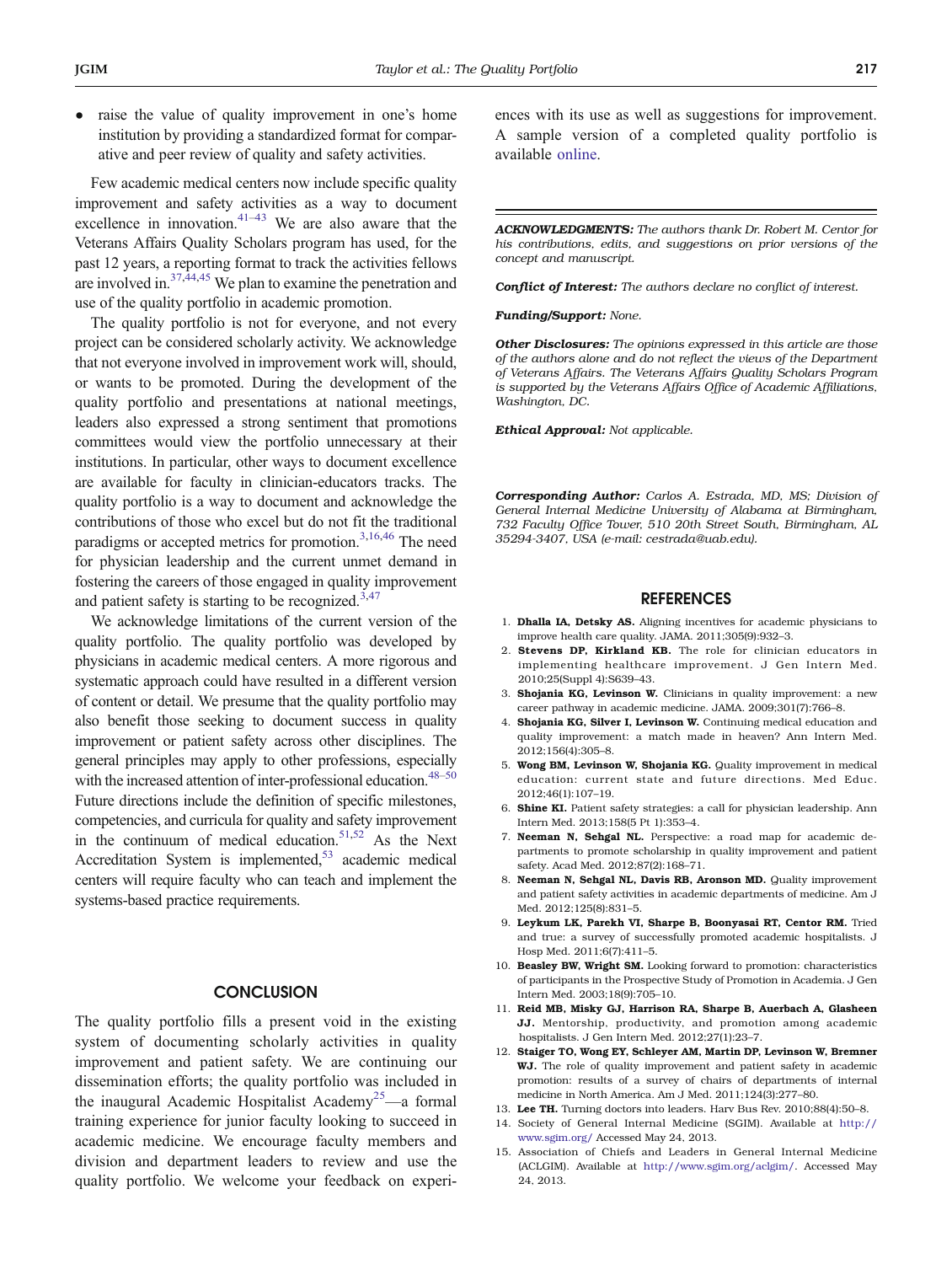- raise the value of quality improvement in one's home institution by providing a standardized format for comparative and peer review of quality and safety activities.

Few academic medical centers now include specific quality improvement and safety activities as a way to document excellence in innovation.[41–43] We are also aware that the Veterans Affairs Quality Scholars program has used, for the past 12 years, a reporting format to track the activities fellows are involved in.[37,44,45] We plan to examine the penetration and use of the quality portfolio in academic promotion.

The quality portfolio is not for everyone, and not every project can be considered scholarly activity. We acknowledge that not everyone involved in improvement work will, should, or wants to be promoted. During the development of the quality portfolio and presentations at national meetings, leaders also expressed a strong sentiment that promotions committees would view the portfolio unnecessary at their institutions. In particular, other ways to document excellence are available for faculty in clinician-educators tracks. The quality portfolio is a way to document and acknowledge the contributions of those who excel but do not fit the traditional paradigms or accepted metrics for promotion.[3,16,46] The need for physician leadership and the current unmet demand in fostering the careers of those engaged in quality improvement and patient safety is starting to be recognized.[3,47]

We acknowledge limitations of the current version of the quality portfolio. The quality portfolio was developed by physicians in academic medical centers. A more rigorous and systematic approach could have resulted in a different version of content or detail. We presume that the quality portfolio may also benefit those seeking to document success in quality improvement or patient safety across other disciplines. The general principles may apply to other professions, especially with the increased attention of inter-professional education.[48–50] Future directions include the definition of specific milestones, competencies, and curricula for quality and safety improvement in the continuum of medical education.[51,52] As the Next Accreditation System is implemented,[53] academic medical centers will require faculty who can teach and implement the systems-based practice requirements.

## CONCLUSION

The quality portfolio fills a present void in the existing system of documenting scholarly activities in quality improvement and patient safety. We are continuing our dissemination efforts; the quality portfolio was included in the inaugural Academic Hospitalist Academy[25]—a formal training experience for junior faculty looking to succeed in academic medicine. We encourage faculty members and division and department leaders to review and use the quality portfolio. We welcome your feedback on experiences with its use as well as suggestions for improvement. A sample version of a completed quality portfolio is available online.

***ACKNOWLEDGMENTS:*** *The authors thank Dr. Robert M. Centor for his contributions, edits, and suggestions on prior versions of the concept and manuscript.*

***Conflict of Interest:*** *The authors declare no conflict of interest.*

***Funding/Support:*** *None.*

***Other Disclosures:*** *The opinions expressed in this article are those of the authors alone and do not reflect the views of the Department of Veterans Affairs. The Veterans Affairs Quality Scholars Program is supported by the Veterans Affairs Office of Academic Affiliations, Washington, DC.*

***Ethical Approval:*** *Not applicable.*

***Corresponding Author:*** *Carlos A. Estrada, MD, MS; Division of General Internal Medicine University of Alabama at Birmingham, 732 Faculty Office Tower, 510 20th Street South, Birmingham, AL 35294-3407, USA (e-mail: cestrada@uab.edu).*

## REFERENCES

1. **Dhalla IA, Detsky AS.** Aligning incentives for academic physicians to improve health care quality. JAMA. 2011;305(9):932–3.
2. **Stevens DP, Kirkland KB.** The role for clinician educators in implementing healthcare improvement. J Gen Intern Med. 2010;25(Suppl 4):S639–43.
3. **Shojania KG, Levinson W.** Clinicians in quality improvement: a new career pathway in academic medicine. JAMA. 2009;301(7):766–8.
4. **Shojania KG, Silver I, Levinson W.** Continuing medical education and quality improvement: a match made in heaven? Ann Intern Med. 2012;156(4):305–8.
5. **Wong BM, Levinson W, Shojania KG.** Quality improvement in medical education: current state and future directions. Med Educ. 2012;46(1):107–19.
6. **Shine KI.** Patient safety strategies: a call for physician leadership. Ann Intern Med. 2013;158(5 Pt 1):353–4.
7. **Neeman N, Sehgal NL.** Perspective: a road map for academic departments to promote scholarship in quality improvement and patient safety. Acad Med. 2012;87(2):168–71.
8. **Neeman N, Sehgal NL, Davis RB, Aronson MD.** Quality improvement and patient safety activities in academic departments of medicine. Am J Med. 2012;125(8):831–5.
9. **Leykum LK, Parekh VI, Sharpe B, Boonyasai RT, Centor RM.** Tried and true: a survey of successfully promoted academic hospitalists. J Hosp Med. 2011;6(7):411–5.
10. **Beasley BW, Wright SM.** Looking forward to promotion: characteristics of participants in the Prospective Study of Promotion in Academia. J Gen Intern Med. 2003;18(9):705–10.
11. **Reid MB, Misky GJ, Harrison RA, Sharpe B, Auerbach A, Glasheen JJ.** Mentorship, productivity, and promotion among academic hospitalists. J Gen Intern Med. 2012;27(1):23–7.
12. **Staiger TO, Wong EY, Schleyer AM, Martin DP, Levinson W, Bremner WJ.** The role of quality improvement and patient safety in academic promotion: results of a survey of chairs of departments of internal medicine in North America. Am J Med. 2011;124(3):277–80.
13. **Lee TH.** Turning doctors into leaders. Harv Bus Rev. 2010;88(4):50–8.
14. Society of General Internal Medicine (SGIM). Available at http://www.sgim.org/ Accessed May 24, 2013.
15. Association of Chiefs and Leaders in General Internal Medicine (ACLGIM). Available at http://www.sgim.org/aclgim/. Accessed May 24, 2013.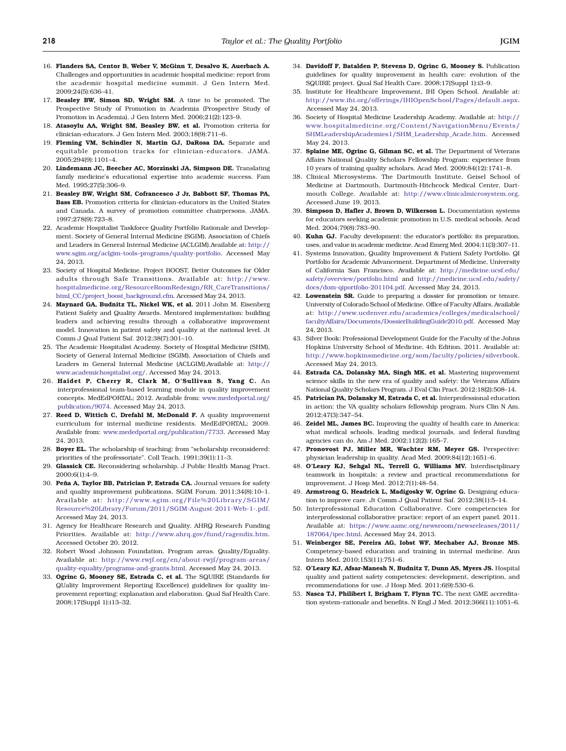16. **Flanders SA, Centor B, Weber V, McGinn T, Desalvo K, Auerbach A.** Challenges and opportunities in academic hospital medicine: report from the academic hospital medicine summit. J Gen Intern Med. 2009;24(5):636–41.
17. **Beasley BW, Simon SD, Wright SM.** A time to be promoted. The Prospective Study of Promotion in Academia (Prospective Study of Promotion in Academia). J Gen Intern Med. 2006;21(2):123–9.
18. **Atasoylu AA, Wright SM, Beasley BW, et al.** Promotion criteria for clinician-educators. J Gen Intern Med. 2003;18(9):711–6.
19. **Fleming VM, Schindler N, Martin GJ, DaRosa DA.** Separate and equitable promotion tracks for clinician-educators. JAMA. 2005;294(9):1101–4.
20. **Lindemann JC, Beecher AC, Morzinski JA, Simpson DE.** Translating family medicine's educational expertise into academic success. Fam Med. 1995;27(5):306–9.
21. **Beasley BW, Wright SM, Cofrancesco J Jr, Babbott SF, Thomas PA, Bass EB.** Promotion criteria for clinician-educators in the United States and Canada. A survey of promotion committee chairpersons. JAMA. 1997;278(9):723–8.
22. Academic Hospitalist Taskforce Quality Portfolio Rationale and Development. Society of General Internal Medicine (SGIM), Association of Chiefs and Leaders in General Internal Medicine (ACLGIM).Available at: http://www.sgim.org/aclgim-tools–programs/quality-portfolio. Accessed May 24, 2013.
23. Society of Hospital Medicine. Project BOOST, Better Outcomes for Older adults through Safe Transitions. Available at: http://www.hospitalmedicine.org/ResourceRoomRedesign/RR_CareTransitions/html_CC/project_boost_background.cfm. Accessed May 24, 2013.
24. **Maynard GA, Budnitz TL, Nickel WK, et al.** 2011 John M. Eisenberg Patient Safety and Quality Awards. Mentored implementation: building leaders and achieving results through a collaborative improvement model. Innovation in patient safety and quality at the national level. Jt Comm J Qual Patient Saf. 2012;38(7):301–10.
25. The Academic Hospitalist Academy. Society of Hospital Medicine (SHM), Society of General Internal Medicine (SGIM), Association of Chiefs and Leaders in General Internal Medicine (ACLGIM).Available at: http://www.academichospitalist.org/. Accessed May 24, 2013.
26. **Haidet P, Cherry R, Clark M, O'Sullivan S, Yang C.** An interprofessional team-based learning module in quality improvement concepts. MedEdPORTAL; 2012. Available from: www.mededportal.org/publication/9074. Accessed May 24, 2013.
27. **Reed D, Wittich C, Drefahl M, McDonald F.** A quality improvement curriculum for internal medicine residents. MedEdPORTAL; 2009. Available from: www.mededportal.org/publication/7733. Accessed May 24, 2013.
28. **Boyer EL.** The scholarship of teaching: from "scholarship reconsidered: priorities of the professoriate". Coll Teach. 1991;39(1):11–3.
29. **Glassick CE.** Reconsidering scholarship. J Public Health Manag Pract. 2000;6(1):4–9.
30. **Peña A, Taylor BB, Patrician P, Estrada CA.** Journal venues for safety and quality improvement publications. SGIM Forum. 2011;34(8):10–1. Available at: http://www.sgim.org/File%20Library/SGIM/Resource%20Library/Forum/2011/SGIM-August-2011-Web-1-.pdf. Accessed May 24, 2013.
31. Agency for Healthcare Research and Quality. AHRQ Research Funding Priorities. Available at: http://www.ahrq.gov/fund/ragendix.htm. Accessed October 20, 2012.
32. Robert Wood Johnson Foundation. Program areas. Quality/Equality. Available at: http://www.rwjf.org/en/about-rwjf/program-areas/quality-equality/programs-and-grants.html. Accessed May 24, 2013.
33. **Ogrinc G, Mooney SE, Estrada C, et al.** The SQUIRE (Standards for QUality Improvement Reporting Excellence) guidelines for quality improvement reporting: explanation and elaboration. Qual Saf Health Care. 2008;17(Suppl 1):i13–32.
34. **Davidoff F, Batalden P, Stevens D, Ogrinc G, Mooney S.** Publication guidelines for quality improvement in health care: evolution of the SQUIRE project. Qual Saf Health Care. 2008;17(Suppl 1):i3–9.
35. Institute for Healthcare Improvement, IHI Open School. Available at: http://www.ihi.org/offerings/IHIOpenSchool/Pages/default.aspx. Accessed May 24, 2013.
36. Society of Hospital Medicine Leadership Academy. Available at: http://www.hospitalmedicine.org/Content/NavigationMenu/Events/SHMLeadershipAcademies1/SHM_Leadership_Acade.htm. Accessed May 24, 2013.
37. **Splaine ME, Ogrinc G, Gilman SC, et al.** The Department of Veterans Affairs National Quality Scholars Fellowship Program: experience from 10 years of training quality scholars. Acad Med. 2009;84(12):1741–8.
38. Clinical Microsystems. The Dartmouth Institute, Geisel School of Medicine at Dartmouth, Dartmouth-Hitchcock Medical Center, Dartmouth College. Available at: http://www.clinicalmicrosystem.org. Accessed June 19, 2013.
39. **Simpson D, Hafler J, Brown D, Wilkerson L.** Documentation systems for educators seeking academic promotion in U.S. medical schools. Acad Med. 2004;79(8):783–90.
40. **Kuhn GJ.** Faculty development: the educator's portfolio: its preparation, uses, and value in academic medicine. Acad Emerg Med. 2004;11(3):307–11.
41. Systems Innovation, Quality Improvement & Patient Safety Portfolio. QI Portfolio for Academic Advancement. Department of Medicine, University of California San Francisco. Available at: http://medicine.ucsf.edu/safety/overview/portfolio.html and http://medicine.ucsf.edu/safety/docs/dom-qiportfolio-201104.pdf. Accessed May 24, 2013.
42. **Lowenstein SR.** Guide to preparing a dossier for promotion or tenure. University of Colorado School of Medicine. Office of Faculty Affairs. Available at: http://www.ucdenver.edu/academics/colleges/medicalschool/facultyAffairs/Documents/DossierBuildingGuide2010.pdf. Accessed May 24, 2013.
43. Silver Book: Professional Development Guide for the Faculty of the Johns Hopkins University School of Medicine, 4th Edition, 2011. Available at: http://www.hopkinsmedicine.org/som/faculty/policies/silverbook. Accessed May 24, 2013.
44. **Estrada CA, Dolansky MA, Singh MK, et al.** Mastering improvement science skills in the new era of quality and safety: the Veterans Affairs National Quality Scholars Program. J Eval Clin Pract. 2012;18(2):508–14.
45. **Patrician PA, Dolansky M, Estrada C, et al.** Interprofessional education in action: the VA quality scholars fellowship program. Nurs Clin N Am. 2012;47(3):347–54.
46. **Zeidel ML, James BC.** Improving the quality of health care in America: what medical schools, leading medical journals, and federal funding agencies can do. Am J Med. 2002;112(2):165–7.
47. **Pronovost PJ, Miller MR, Wachter RM, Meyer GS.** Perspective: physician leadership in quality. Acad Med. 2009;84(12):1651–6.
48. **O'Leary KJ, Sehgal NL, Terrell G, Williams MV.** Interdisciplinary teamwork in hospitals: a review and practical recommendations for improvement. J Hosp Med. 2012;7(1):48–54.
49. **Armstrong G, Headrick L, Madigosky W, Ogrinc G.** Designing education to improve care. Jt Comm J Qual Patient Saf. 2012;38(1):5–14.
50. Interprofessional Education Collaborative. Core competencies for interprofessional collaborative practice: report of an expert panel. 2011. Available at: https://www.aamc.org/newsroom/newsreleases/2011/187064/ipec.html. Accessed May 24, 2013.
51. **Weinberger SE, Pereira AG, Iobst WF, Mechaber AJ, Bronze MS.** Competency-based education and training in internal medicine. Ann Intern Med. 2010;153(11):751–6.
52. **O'Leary KJ, Afsar-Manesh N, Budnitz T, Dunn AS, Myers JS.** Hospital quality and patient safety competencies: development, description, and recommendations for use. J Hosp Med. 2011;6(9):530–6.
53. **Nasca TJ, Philibert I, Brigham T, Flynn TC.** The next GME accreditation system–rationale and benefits. N Engl J Med. 2012;366(11):1051–6.